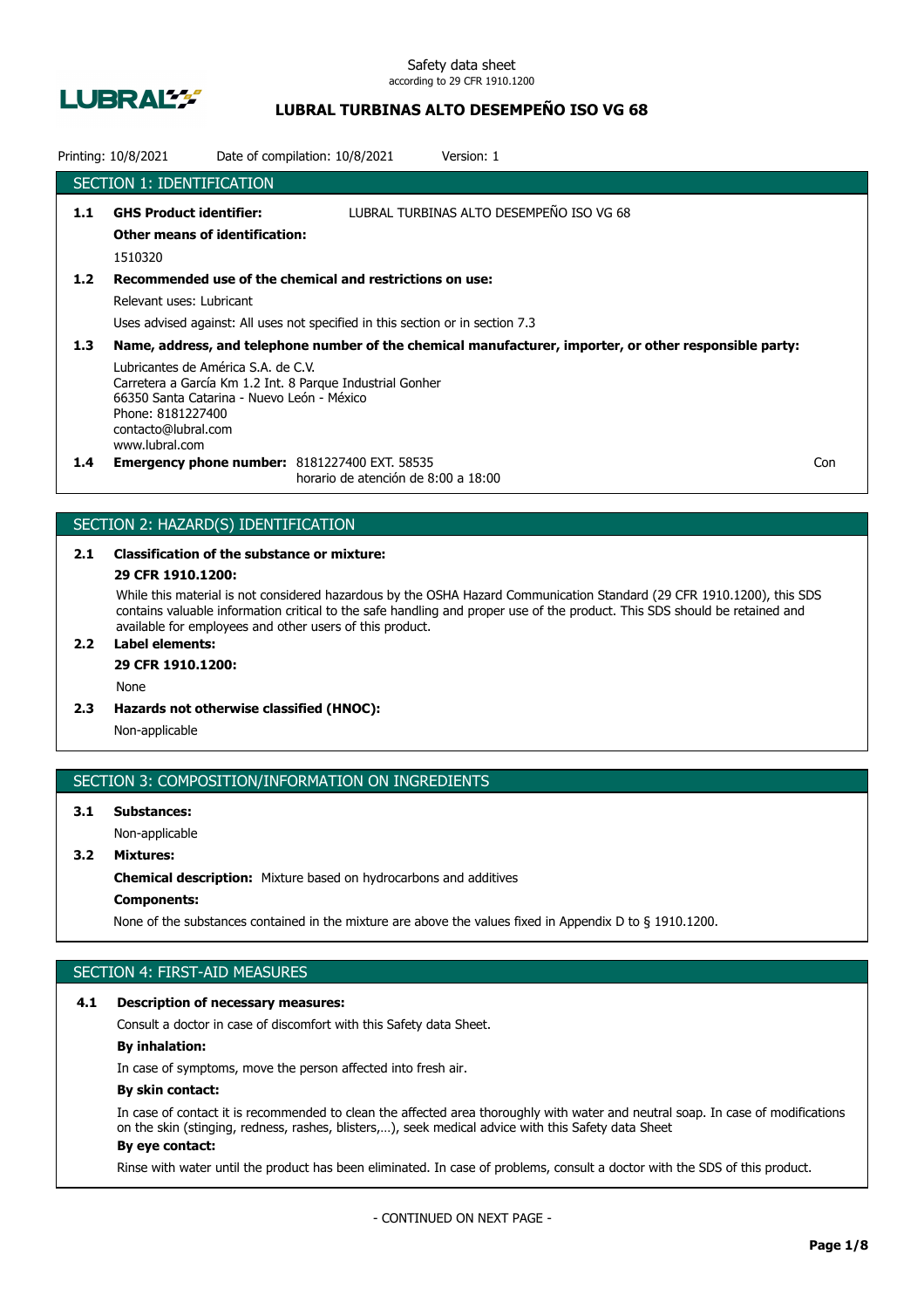Safety data sheet
according to 29 CFR 1910.1200

# LUBRAL TURBINAS ALTO DESEMPEÑO ISO VG 68

Printing: 10/8/2021 Date of compilation: 10/8/2021 Version: 1

## SECTION 1: IDENTIFICATION

**1.1 GHS Product identifier:** LUBRAL TURBINAS ALTO DESEMPEÑO ISO VG 68

**Other means of identification:**

1510320

**1.2 Recommended use of the chemical and restrictions on use:**

Relevant uses: Lubricant

Uses advised against: All uses not specified in this section or in section 7.3

**1.3 Name, address, and telephone number of the chemical manufacturer, importer, or other responsible party:**

Lubricantes de América S.A. de C.V.
Carretera a García Km 1.2 Int. 8 Parque Industrial Gonher
66350 Santa Catarina - Nuevo León - México
Phone: 8181227400
contacto@lubral.com
www.lubral.com

**1.4 Emergency phone number:** 8181227400 EXT. 58535
horario de atención de 8:00 a 18:00 Con

## SECTION 2: HAZARD(S) IDENTIFICATION

**2.1 Classification of the substance or mixture:**

**29 CFR 1910.1200:**

While this material is not considered hazardous by the OSHA Hazard Communication Standard (29 CFR 1910.1200), this SDS contains valuable information critical to the safe handling and proper use of the product. This SDS should be retained and available for employees and other users of this product.

**2.2 Label elements:**

**29 CFR 1910.1200:**

None

**2.3 Hazards not otherwise classified (HNOC):**

Non-applicable

## SECTION 3: COMPOSITION/INFORMATION ON INGREDIENTS

**3.1 Substances:**

Non-applicable

**3.2 Mixtures:**

**Chemical description:** Mixture based on hydrocarbons and additives

**Components:**

None of the substances contained in the mixture are above the values fixed in Appendix D to § 1910.1200.

## SECTION 4: FIRST-AID MEASURES

**4.1 Description of necessary measures:**

Consult a doctor in case of discomfort with this Safety data Sheet.

**By inhalation:**

In case of symptoms, move the person affected into fresh air.

**By skin contact:**

In case of contact it is recommended to clean the affected area thoroughly with water and neutral soap. In case of modifications on the skin (stinging, redness, rashes, blisters,…), seek medical advice with this Safety data Sheet

**By eye contact:**

Rinse with water until the product has been eliminated. In case of problems, consult a doctor with the SDS of this product.

- CONTINUED ON NEXT PAGE -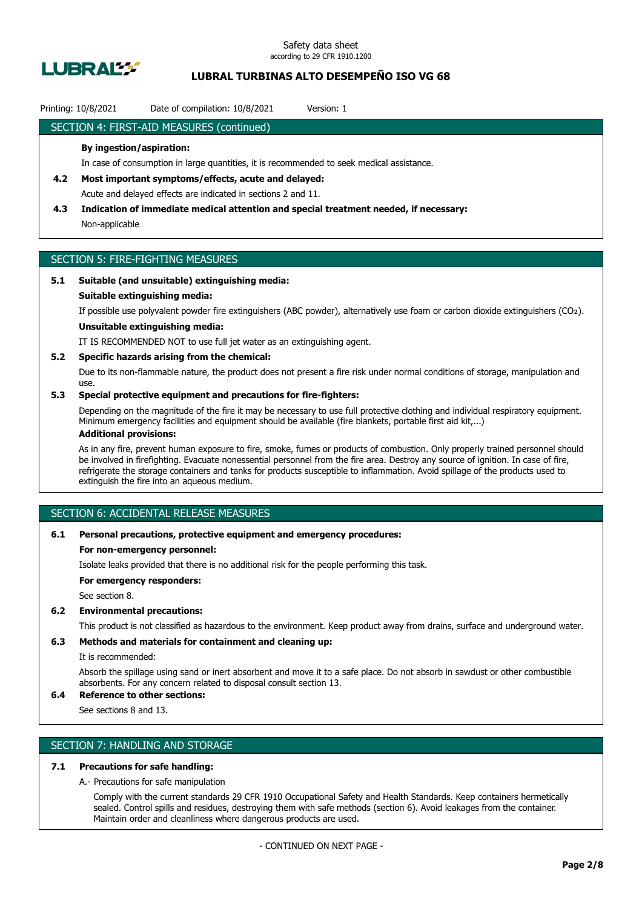## SECTION 4: FIRST-AID MEASURES (continued)

**By ingestion/aspiration:**

In case of consumption in large quantities, it is recommended to seek medical assistance.

**4.2 Most important symptoms/effects, acute and delayed:**

Acute and delayed effects are indicated in sections 2 and 11.

**4.3 Indication of immediate medical attention and special treatment needed, if necessary:**

Non-applicable

## SECTION 5: FIRE-FIGHTING MEASURES

**5.1 Suitable (and unsuitable) extinguishing media:**

**Suitable extinguishing media:**

If possible use polyvalent powder fire extinguishers (ABC powder), alternatively use foam or carbon dioxide extinguishers ($CO_2$).

**Unsuitable extinguishing media:**

IT IS RECOMMENDED NOT to use full jet water as an extinguishing agent.

**5.2 Specific hazards arising from the chemical:**

Due to its non-flammable nature, the product does not present a fire risk under normal conditions of storage, manipulation and use.

**5.3 Special protective equipment and precautions for fire-fighters:**

Depending on the magnitude of the fire it may be necessary to use full protective clothing and individual respiratory equipment. Minimum emergency facilities and equipment should be available (fire blankets, portable first aid kit,...)

**Additional provisions:**

As in any fire, prevent human exposure to fire, smoke, fumes or products of combustion. Only properly trained personnel should be involved in firefighting. Evacuate nonessential personnel from the fire area. Destroy any source of ignition. In case of fire, refrigerate the storage containers and tanks for products susceptible to inflammation. Avoid spillage of the products used to extinguish the fire into an aqueous medium.

## SECTION 6: ACCIDENTAL RELEASE MEASURES

**6.1 Personal precautions, protective equipment and emergency procedures:**

**For non-emergency personnel:**

Isolate leaks provided that there is no additional risk for the people performing this task.

**For emergency responders:**

See section 8.

**6.2 Environmental precautions:**

This product is not classified as hazardous to the environment. Keep product away from drains, surface and underground water.

**6.3 Methods and materials for containment and cleaning up:**

It is recommended:

Absorb the spillage using sand or inert absorbent and move it to a safe place. Do not absorb in sawdust or other combustible absorbents. For any concern related to disposal consult section 13.

**6.4 Reference to other sections:**

See sections 8 and 13.

## SECTION 7: HANDLING AND STORAGE

**7.1 Precautions for safe handling:**

A.- Precautions for safe manipulation

Comply with the current standards 29 CFR 1910 Occupational Safety and Health Standards. Keep containers hermetically sealed. Control spills and residues, destroying them with safe methods (section 6). Avoid leakages from the container. Maintain order and cleanliness where dangerous products are used.

- CONTINUED ON NEXT PAGE -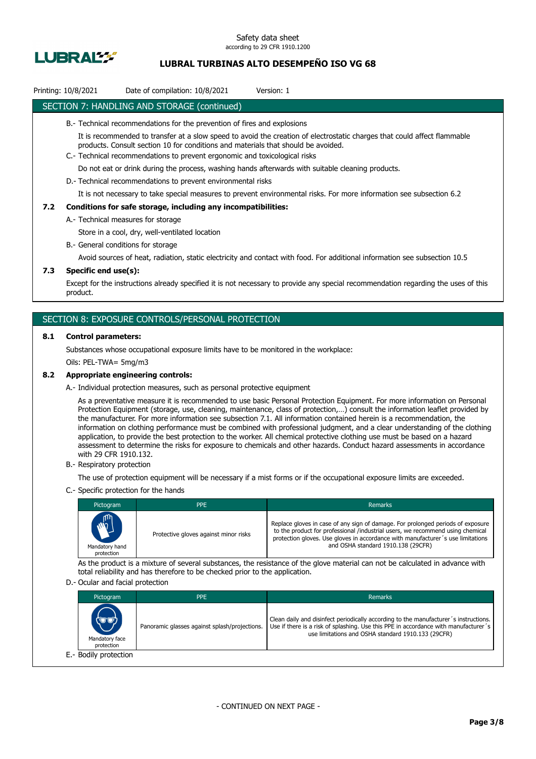## SECTION 7: HANDLING AND STORAGE (continued)

B.- Technical recommendations for the prevention of fires and explosions

It is recommended to transfer at a slow speed to avoid the creation of electrostatic charges that could affect flammable products. Consult section 10 for conditions and materials that should be avoided.

C.- Technical recommendations to prevent ergonomic and toxicological risks

Do not eat or drink during the process, washing hands afterwards with suitable cleaning products.

D.- Technical recommendations to prevent environmental risks

It is not necessary to take special measures to prevent environmental risks. For more information see subsection 6.2

### 7.2 Conditions for safe storage, including any incompatibilities:

A.- Technical measures for storage

Store in a cool, dry, well-ventilated location

B.- General conditions for storage

Avoid sources of heat, radiation, static electricity and contact with food. For additional information see subsection 10.5

### 7.3 Specific end use(s):

Except for the instructions already specified it is not necessary to provide any special recommendation regarding the uses of this product.

## SECTION 8: EXPOSURE CONTROLS/PERSONAL PROTECTION

### 8.1 Control parameters:

Substances whose occupational exposure limits have to be monitored in the workplace:

Oils: PEL-TWA= 5mg/m3

### 8.2 Appropriate engineering controls:

A.- Individual protection measures, such as personal protective equipment

As a preventative measure it is recommended to use basic Personal Protection Equipment. For more information on Personal Protection Equipment (storage, use, cleaning, maintenance, class of protection,…) consult the information leaflet provided by the manufacturer. For more information see subsection 7.1. All information contained herein is a recommendation, the information on clothing performance must be combined with professional judgment, and a clear understanding of the clothing application, to provide the best protection to the worker. All chemical protective clothing use must be based on a hazard assessment to determine the risks for exposure to chemicals and other hazards. Conduct hazard assessments in accordance with 29 CFR 1910.132.

B.- Respiratory protection

The use of protection equipment will be necessary if a mist forms or if the occupational exposure limits are exceeded.

C.- Specific protection for the hands

| Pictogram | PPE | Remarks |
|---|---|---|
| Mandatory hand protection | Protective gloves against minor risks | Replace gloves in case of any sign of damage. For prolonged periods of exposure to the product for professional /industrial users, we recommend using chemical protection gloves. Use gloves in accordance with manufacturer´s use limitations and OSHA standard 1910.138 (29CFR) |

As the product is a mixture of several substances, the resistance of the glove material can not be calculated in advance with total reliability and has therefore to be checked prior to the application.

D.- Ocular and facial protection

| Pictogram | PPE | Remarks |
|---|---|---|
| Mandatory face protection | Panoramic glasses against splash/projections. | Clean daily and disinfect periodically according to the manufacturer´s instructions. Use if there is a risk of splashing. Use this PPE in accordance with manufacturer´s use limitations and OSHA standard 1910.133 (29CFR) |

E.- Bodily protection

- CONTINUED ON NEXT PAGE -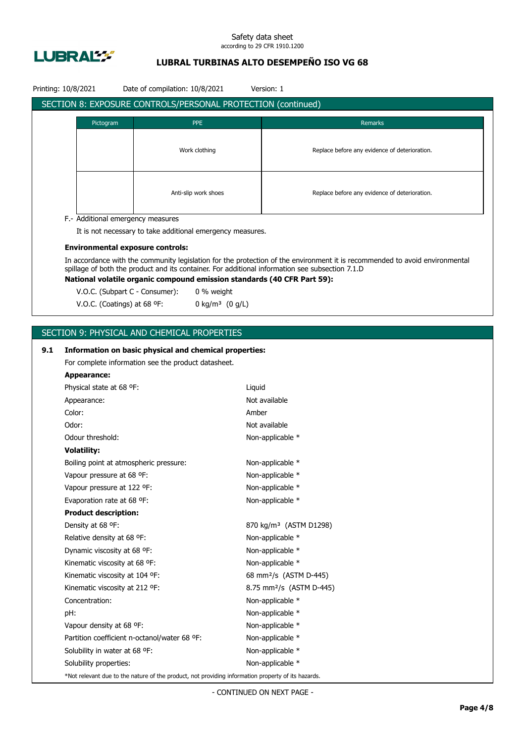## SECTION 8: EXPOSURE CONTROLS/PERSONAL PROTECTION (continued)

| Pictogram | PPE | Remarks |
|---|---|---|
| | Work clothing | Replace before any evidence of deterioration. |
| | Anti-slip work shoes | Replace before any evidence of deterioration. |

F.- Additional emergency measures

It is not necessary to take additional emergency measures.

**Environmental exposure controls:**

In accordance with the community legislation for the protection of the environment it is recommended to avoid environmental spillage of both the product and its container. For additional information see subsection 7.1.D

**National volatile organic compound emission standards (40 CFR Part 59):**

V.O.C. (Subpart C - Consumer): 0 % weight

V.O.C. (Coatings) at 68 ºF: 0 kg/m³ (0 g/L)

## SECTION 9: PHYSICAL AND CHEMICAL PROPERTIES

**9.1 Information on basic physical and chemical properties:**

For complete information see the product datasheet.

**Appearance:**

| | |
|---|---|
| Physical state at 68 ºF: | Liquid |
| Appearance: | Not available |
| Color: | Amber |
| Odor: | Not available |
| Odour threshold: | Non-applicable * |

**Volatility:**

| | |
|---|---|
| Boiling point at atmospheric pressure: | Non-applicable * |
| Vapour pressure at 68 ºF: | Non-applicable * |
| Vapour pressure at 122 ºF: | Non-applicable * |
| Evaporation rate at 68 ºF: | Non-applicable * |

**Product description:**

| | |
|---|---|
| Density at 68 ºF: | 870 kg/m³ (ASTM D1298) |
| Relative density at 68 ºF: | Non-applicable * |
| Dynamic viscosity at 68 ºF: | Non-applicable * |
| Kinematic viscosity at 68 ºF: | Non-applicable * |
| Kinematic viscosity at 104 ºF: | 68 mm²/s (ASTM D-445) |
| Kinematic viscosity at 212 ºF: | 8.75 mm²/s (ASTM D-445) |
| Concentration: | Non-applicable * |
| pH: | Non-applicable * |
| Vapour density at 68 ºF: | Non-applicable * |
| Partition coefficient n-octanol/water 68 ºF: | Non-applicable * |
| Solubility in water at 68 ºF: | Non-applicable * |
| Solubility properties: | Non-applicable * |

*Not relevant due to the nature of the product, not providing information property of its hazards.

- CONTINUED ON NEXT PAGE -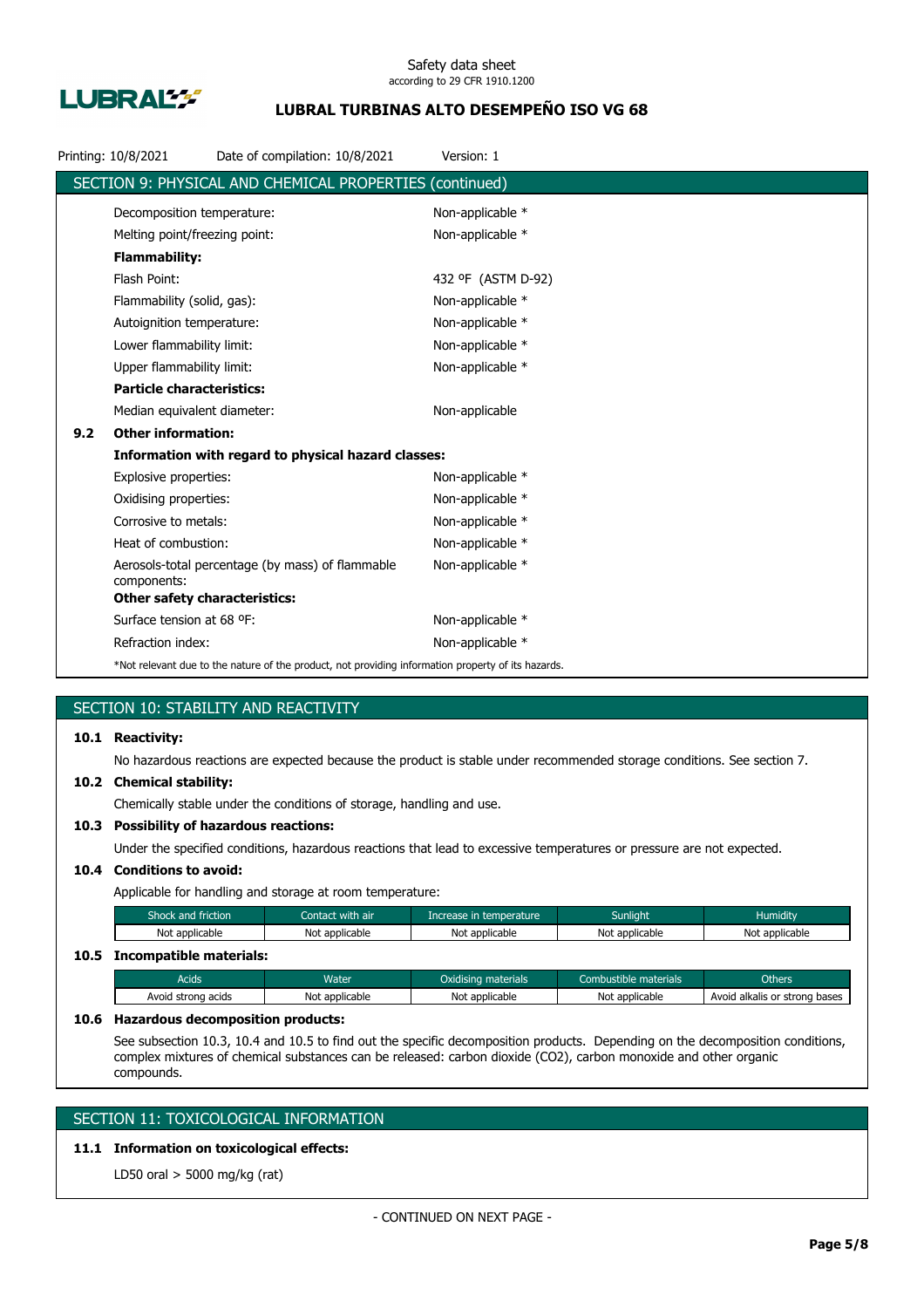## SECTION 9: PHYSICAL AND CHEMICAL PROPERTIES (continued)

| | |
|---|---|
| Decomposition temperature: | Non-applicable * |
| Melting point/freezing point: | Non-applicable * |
| **Flammability:** | |
| Flash Point: | 432 ºF (ASTM D-92) |
| Flammability (solid, gas): | Non-applicable * |
| Autoignition temperature: | Non-applicable * |
| Lower flammability limit: | Non-applicable * |
| Upper flammability limit: | Non-applicable * |
| **Particle characteristics:** | |
| Median equivalent diameter: | Non-applicable |

**9.2 Other information:**

**Information with regard to physical hazard classes:**

| | |
|---|---|
| Explosive properties: | Non-applicable * |
| Oxidising properties: | Non-applicable * |
| Corrosive to metals: | Non-applicable * |
| Heat of combustion: | Non-applicable * |
| Aerosols-total percentage (by mass) of flammable components: | Non-applicable * |
| **Other safety characteristics:** | |
| Surface tension at 68 ºF: | Non-applicable * |
| Refraction index: | Non-applicable * |

*Not relevant due to the nature of the product, not providing information property of its hazards.

## SECTION 10: STABILITY AND REACTIVITY

**10.1 Reactivity:**

No hazardous reactions are expected because the product is stable under recommended storage conditions. See section 7.

**10.2 Chemical stability:**

Chemically stable under the conditions of storage, handling and use.

**10.3 Possibility of hazardous reactions:**

Under the specified conditions, hazardous reactions that lead to excessive temperatures or pressure are not expected.

**10.4 Conditions to avoid:**

Applicable for handling and storage at room temperature:

| Shock and friction | Contact with air | Increase in temperature | Sunlight | Humidity |
|---|---|---|---|---|
| Not applicable | Not applicable | Not applicable | Not applicable | Not applicable |

**10.5 Incompatible materials:**

| Acids | Water | Oxidising materials | Combustible materials | Others |
|---|---|---|---|---|
| Avoid strong acids | Not applicable | Not applicable | Not applicable | Avoid alkalis or strong bases |

**10.6 Hazardous decomposition products:**

See subsection 10.3, 10.4 and 10.5 to find out the specific decomposition products. Depending on the decomposition conditions, complex mixtures of chemical substances can be released: carbon dioxide ($CO_2$), carbon monoxide and other organic compounds.

## SECTION 11: TOXICOLOGICAL INFORMATION

**11.1 Information on toxicological effects:**

LD50 oral > 5000 mg/kg (rat)

- CONTINUED ON NEXT PAGE -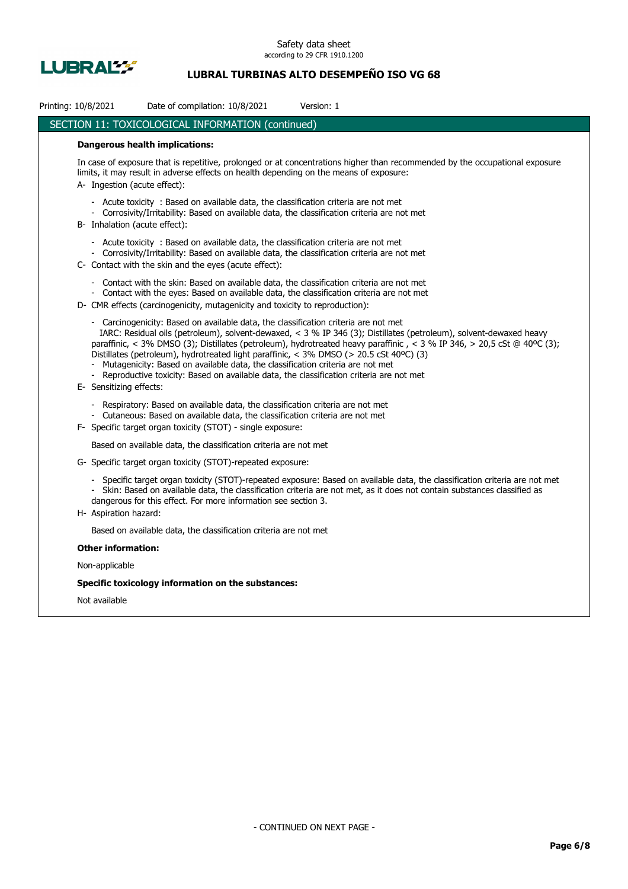## SECTION 11: TOXICOLOGICAL INFORMATION (continued)

**Dangerous health implications:**

In case of exposure that is repetitive, prolonged or at concentrations higher than recommended by the occupational exposure limits, it may result in adverse effects on health depending on the means of exposure:

A- Ingestion (acute effect):

- Acute toxicity : Based on available data, the classification criteria are not met
- Corrosivity/Irritability: Based on available data, the classification criteria are not met

B- Inhalation (acute effect):

- Acute toxicity : Based on available data, the classification criteria are not met
- Corrosivity/Irritability: Based on available data, the classification criteria are not met

C- Contact with the skin and the eyes (acute effect):

- Contact with the skin: Based on available data, the classification criteria are not met
- Contact with the eyes: Based on available data, the classification criteria are not met

D- CMR effects (carcinogenicity, mutagenicity and toxicity to reproduction):

- Carcinogenicity: Based on available data, the classification criteria are not met
  IARC: Residual oils (petroleum), solvent-dewaxed, < 3 % IP 346 (3); Distillates (petroleum), solvent-dewaxed heavy paraffinic, < 3% DMSO (3); Distillates (petroleum), hydrotreated heavy paraffinic , < 3 % IP 346, > 20,5 cSt @ 40ºC (3); Distillates (petroleum), hydrotreated light paraffinic, < 3% DMSO (> 20.5 cSt 40ºC) (3)
- Mutagenicity: Based on available data, the classification criteria are not met
- Reproductive toxicity: Based on available data, the classification criteria are not met

E- Sensitizing effects:

- Respiratory: Based on available data, the classification criteria are not met
- Cutaneous: Based on available data, the classification criteria are not met

F- Specific target organ toxicity (STOT) - single exposure:

Based on available data, the classification criteria are not met

G- Specific target organ toxicity (STOT)-repeated exposure:

- Specific target organ toxicity (STOT)-repeated exposure: Based on available data, the classification criteria are not met
- Skin: Based on available data, the classification criteria are not met, as it does not contain substances classified as dangerous for this effect. For more information see section 3.

H- Aspiration hazard:

Based on available data, the classification criteria are not met

**Other information:**

Non-applicable

**Specific toxicology information on the substances:**

Not available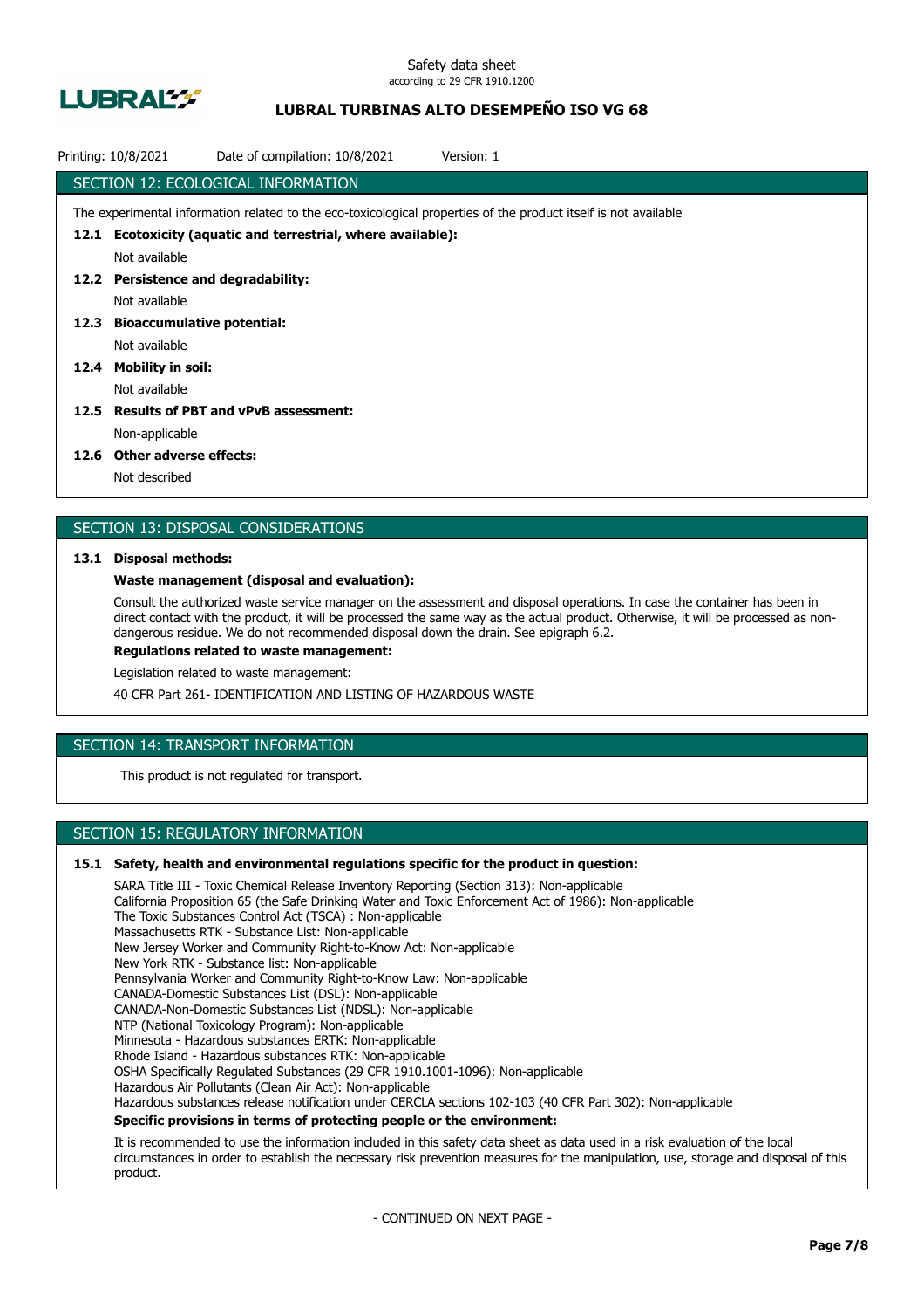## SECTION 12: ECOLOGICAL INFORMATION

The experimental information related to the eco-toxicological properties of the product itself is not available

**12.1 Ecotoxicity (aquatic and terrestrial, where available):**

Not available

**12.2 Persistence and degradability:**

Not available

**12.3 Bioaccumulative potential:**

Not available

**12.4 Mobility in soil:**

Not available

**12.5 Results of PBT and vPvB assessment:**

Non-applicable

**12.6 Other adverse effects:**

Not described

## SECTION 13: DISPOSAL CONSIDERATIONS

**13.1 Disposal methods:**

**Waste management (disposal and evaluation):**

Consult the authorized waste service manager on the assessment and disposal operations. In case the container has been in direct contact with the product, it will be processed the same way as the actual product. Otherwise, it will be processed as non-dangerous residue. We do not recommended disposal down the drain. See epigraph 6.2.

**Regulations related to waste management:**

Legislation related to waste management:

40 CFR Part 261- IDENTIFICATION AND LISTING OF HAZARDOUS WASTE

## SECTION 14: TRANSPORT INFORMATION

This product is not regulated for transport.

## SECTION 15: REGULATORY INFORMATION

**15.1 Safety, health and environmental regulations specific for the product in question:**

SARA Title III - Toxic Chemical Release Inventory Reporting (Section 313): Non-applicable
California Proposition 65 (the Safe Drinking Water and Toxic Enforcement Act of 1986): Non-applicable
The Toxic Substances Control Act (TSCA) : Non-applicable
Massachusetts RTK - Substance List: Non-applicable
New Jersey Worker and Community Right-to-Know Act: Non-applicable
New York RTK - Substance list: Non-applicable
Pennsylvania Worker and Community Right-to-Know Law: Non-applicable
CANADA-Domestic Substances List (DSL): Non-applicable
CANADA-Non-Domestic Substances List (NDSL): Non-applicable
NTP (National Toxicology Program): Non-applicable
Minnesota - Hazardous substances ERTK: Non-applicable
Rhode Island - Hazardous substances RTK: Non-applicable
OSHA Specifically Regulated Substances (29 CFR 1910.1001-1096): Non-applicable
Hazardous Air Pollutants (Clean Air Act): Non-applicable
Hazardous substances release notification under CERCLA sections 102-103 (40 CFR Part 302): Non-applicable

**Specific provisions in terms of protecting people or the environment:**

It is recommended to use the information included in this safety data sheet as data used in a risk evaluation of the local circumstances in order to establish the necessary risk prevention measures for the manipulation, use, storage and disposal of this product.

- CONTINUED ON NEXT PAGE -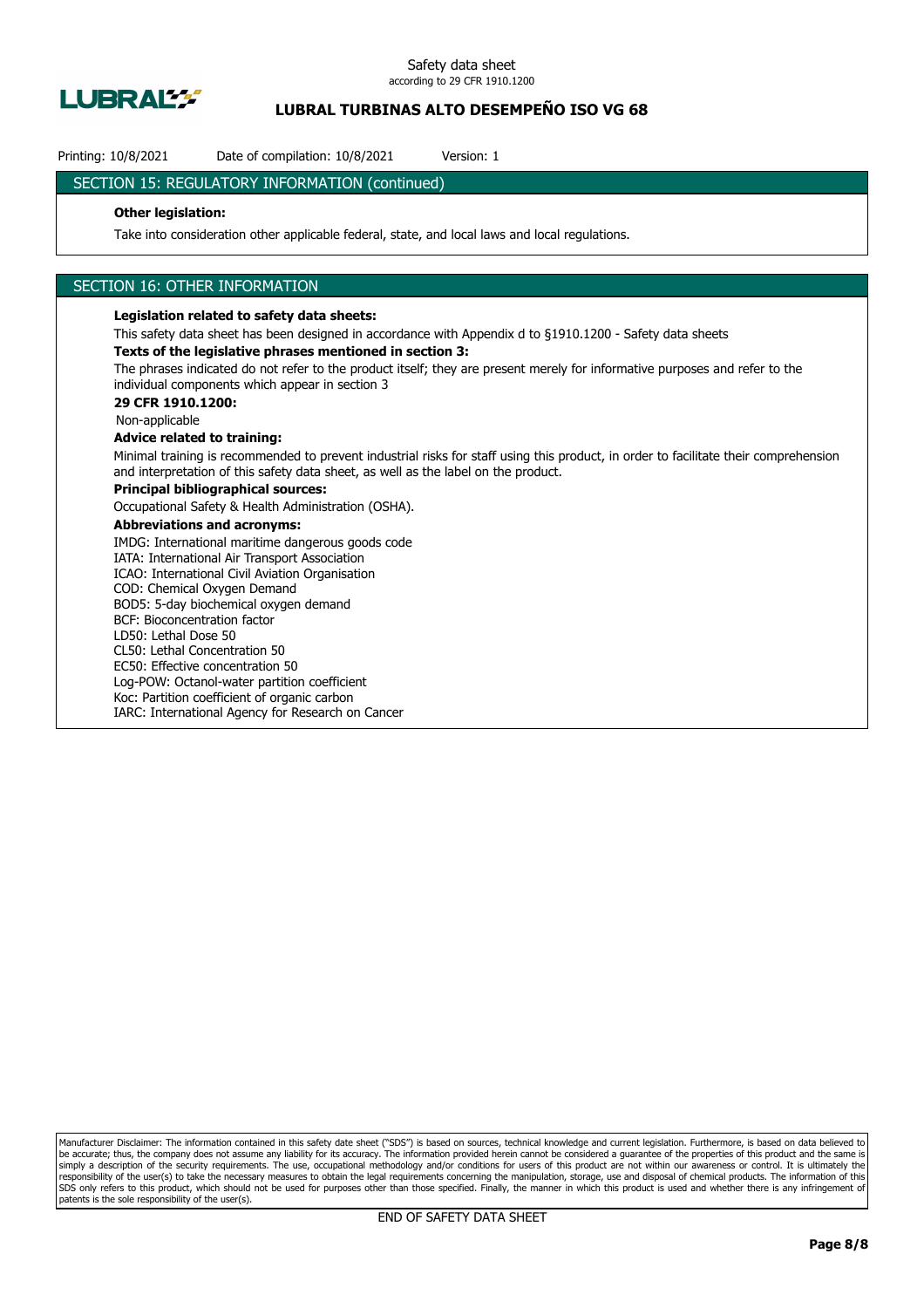## SECTION 15: REGULATORY INFORMATION (continued)

**Other legislation:**

Take into consideration other applicable federal, state, and local laws and local regulations.

## SECTION 16: OTHER INFORMATION

**Legislation related to safety data sheets:**

This safety data sheet has been designed in accordance with Appendix d to §1910.1200 - Safety data sheets

**Texts of the legislative phrases mentioned in section 3:**

The phrases indicated do not refer to the product itself; they are present merely for informative purposes and refer to the individual components which appear in section 3

**29 CFR 1910.1200:**

Non-applicable

**Advice related to training:**

Minimal training is recommended to prevent industrial risks for staff using this product, in order to facilitate their comprehension and interpretation of this safety data sheet, as well as the label on the product.

**Principal bibliographical sources:**

Occupational Safety & Health Administration (OSHA).

**Abbreviations and acronyms:**

IMDG: International maritime dangerous goods code
IATA: International Air Transport Association
ICAO: International Civil Aviation Organisation
COD: Chemical Oxygen Demand
BOD5: 5-day biochemical oxygen demand
BCF: Bioconcentration factor
LD50: Lethal Dose 50
CL50: Lethal Concentration 50
EC50: Effective concentration 50
Log-POW: Octanol-water partition coefficient
Koc: Partition coefficient of organic carbon
IARC: International Agency for Research on Cancer

Manufacturer Disclaimer: The information contained in this safety date sheet ("SDS") is based on sources, technical knowledge and current legislation. Furthermore, is based on data believed to be accurate; thus, the company does not assume any liability for its accuracy. The information provided herein cannot be considered a guarantee of the properties of this product and the same is simply a description of the security requirements. The use, occupational methodology and/or conditions for users of this product are not within our awareness or control. It is ultimately the responsibility of the user(s) to take the necessary measures to obtain the legal requirements concerning the manipulation, storage, use and disposal of chemical products. The information of this SDS only refers to this product, which should not be used for purposes other than those specified. Finally, the manner in which this product is used and whether there is any infringement of patents is the sole responsibility of the user(s).

END OF SAFETY DATA SHEET